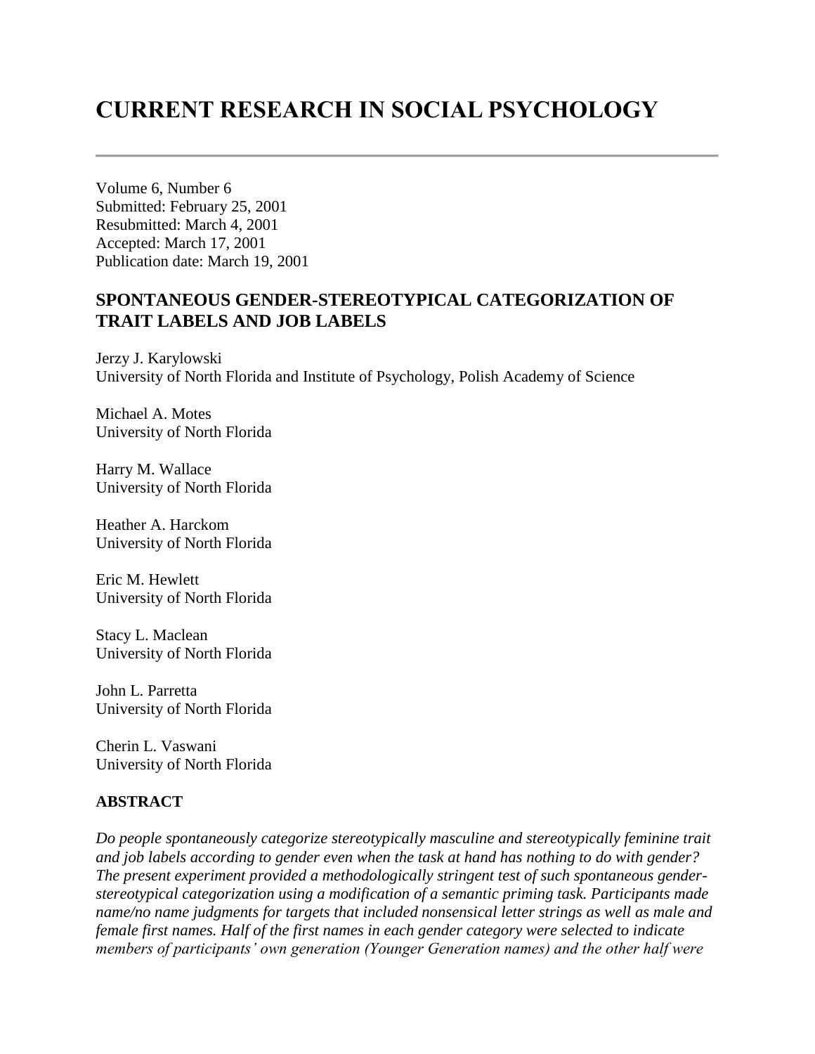# CURRENT RESEARCH IN SOCIAL PSYCHOLOGY

Volume 6, Number 6
Submitted: February 25, 2001
Resubmitted: March 4, 2001
Accepted: March 17, 2001
Publication date: March 19, 2001

## SPONTANEOUS GENDER-STEREOTYPICAL CATEGORIZATION OF TRAIT LABELS AND JOB LABELS

Jerzy J. Karylowski
University of North Florida and Institute of Psychology, Polish Academy of Science

Michael A. Motes
University of North Florida

Harry M. Wallace
University of North Florida

Heather A. Harckom
University of North Florida

Eric M. Hewlett
University of North Florida

Stacy L. Maclean
University of North Florida

John L. Parretta
University of North Florida

Cherin L. Vaswani
University of North Florida

### ABSTRACT

*Do people spontaneously categorize stereotypically masculine and stereotypically feminine trait and job labels according to gender even when the task at hand has nothing to do with gender? The present experiment provided a methodologically stringent test of such spontaneous gender-stereotypical categorization using a modification of a semantic priming task. Participants made name/no name judgments for targets that included nonsensical letter strings as well as male and female first names. Half of the first names in each gender category were selected to indicate members of participants' own generation (Younger Generation names) and the other half were*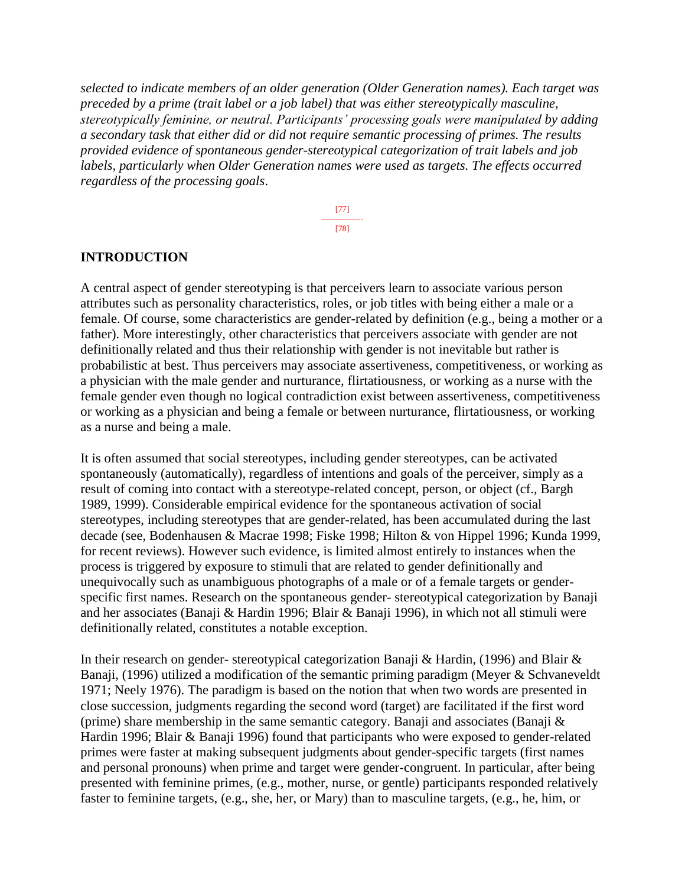*selected to indicate members of an older generation (Older Generation names). Each target was preceded by a prime (trait label or a job label) that was either stereotypically masculine, stereotypically feminine, or neutral. Participants' processing goals were manipulated by adding a secondary task that either did or did not require semantic processing of primes. The results provided evidence of spontaneous gender-stereotypical categorization of trait labels and job labels, particularly when Older Generation names were used as targets. The effects occurred regardless of the processing goals*.

[77]
---------------
[78]

## INTRODUCTION

A central aspect of gender stereotyping is that perceivers learn to associate various person attributes such as personality characteristics, roles, or job titles with being either a male or a female. Of course, some characteristics are gender-related by definition (e.g., being a mother or a father). More interestingly, other characteristics that perceivers associate with gender are not definitionally related and thus their relationship with gender is not inevitable but rather is probabilistic at best. Thus perceivers may associate assertiveness, competitiveness, or working as a physician with the male gender and nurturance, flirtatiousness, or working as a nurse with the female gender even though no logical contradiction exist between assertiveness, competitiveness or working as a physician and being a female or between nurturance, flirtatiousness, or working as a nurse and being a male.

It is often assumed that social stereotypes, including gender stereotypes, can be activated spontaneously (automatically), regardless of intentions and goals of the perceiver, simply as a result of coming into contact with a stereotype-related concept, person, or object (cf., Bargh 1989, 1999). Considerable empirical evidence for the spontaneous activation of social stereotypes, including stereotypes that are gender-related, has been accumulated during the last decade (see, Bodenhausen & Macrae 1998; Fiske 1998; Hilton & von Hippel 1996; Kunda 1999, for recent reviews). However such evidence, is limited almost entirely to instances when the process is triggered by exposure to stimuli that are related to gender definitionally and unequivocally such as unambiguous photographs of a male or of a female targets or gender-specific first names. Research on the spontaneous gender- stereotypical categorization by Banaji and her associates (Banaji & Hardin 1996; Blair & Banaji 1996), in which not all stimuli were definitionally related, constitutes a notable exception.

In their research on gender- stereotypical categorization Banaji & Hardin, (1996) and Blair & Banaji, (1996) utilized a modification of the semantic priming paradigm (Meyer & Schvaneveldt 1971; Neely 1976). The paradigm is based on the notion that when two words are presented in close succession, judgments regarding the second word (target) are facilitated if the first word (prime) share membership in the same semantic category. Banaji and associates (Banaji & Hardin 1996; Blair & Banaji 1996) found that participants who were exposed to gender-related primes were faster at making subsequent judgments about gender-specific targets (first names and personal pronouns) when prime and target were gender-congruent. In particular, after being presented with feminine primes, (e.g., mother, nurse, or gentle) participants responded relatively faster to feminine targets, (e.g., she, her, or Mary) than to masculine targets, (e.g., he, him, or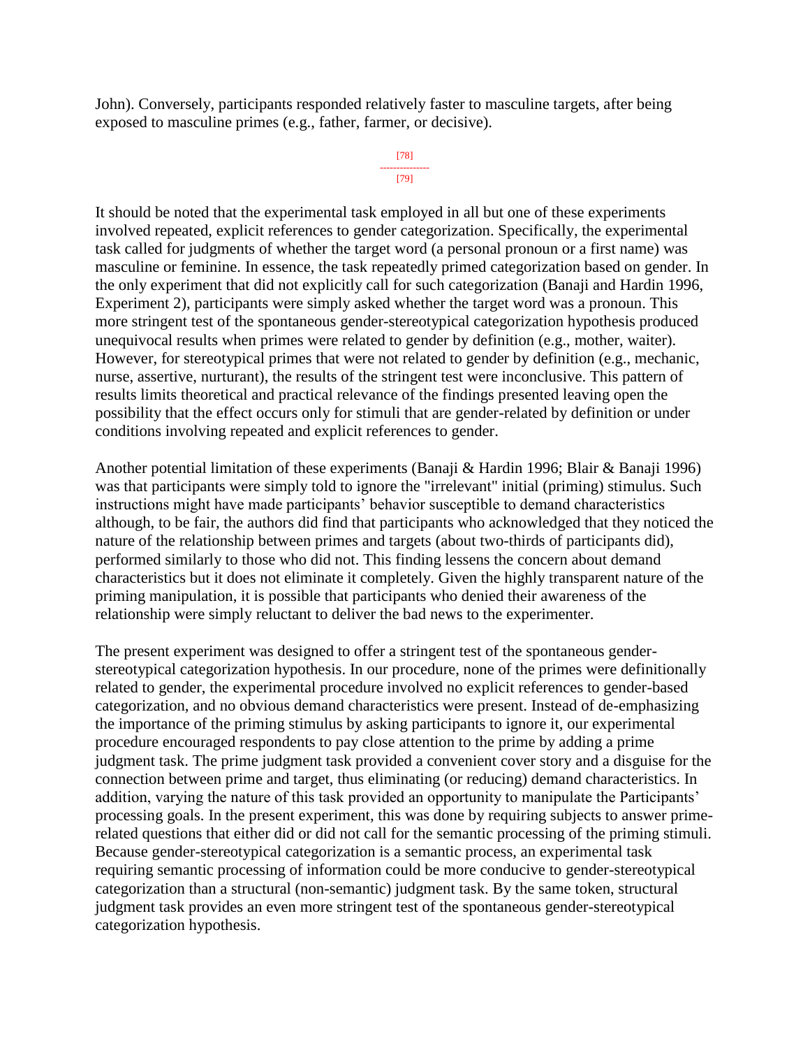John). Conversely, participants responded relatively faster to masculine targets, after being exposed to masculine primes (e.g., father, farmer, or decisive).

It should be noted that the experimental task employed in all but one of these experiments involved repeated, explicit references to gender categorization. Specifically, the experimental task called for judgments of whether the target word (a personal pronoun or a first name) was masculine or feminine. In essence, the task repeatedly primed categorization based on gender. In the only experiment that did not explicitly call for such categorization (Banaji and Hardin 1996, Experiment 2), participants were simply asked whether the target word was a pronoun. This more stringent test of the spontaneous gender-stereotypical categorization hypothesis produced unequivocal results when primes were related to gender by definition (e.g., mother, waiter). However, for stereotypical primes that were not related to gender by definition (e.g., mechanic, nurse, assertive, nurturant), the results of the stringent test were inconclusive. This pattern of results limits theoretical and practical relevance of the findings presented leaving open the possibility that the effect occurs only for stimuli that are gender-related by definition or under conditions involving repeated and explicit references to gender.

Another potential limitation of these experiments (Banaji & Hardin 1996; Blair & Banaji 1996) was that participants were simply told to ignore the "irrelevant" initial (priming) stimulus. Such instructions might have made participants' behavior susceptible to demand characteristics although, to be fair, the authors did find that participants who acknowledged that they noticed the nature of the relationship between primes and targets (about two-thirds of participants did), performed similarly to those who did not. This finding lessens the concern about demand characteristics but it does not eliminate it completely. Given the highly transparent nature of the priming manipulation, it is possible that participants who denied their awareness of the relationship were simply reluctant to deliver the bad news to the experimenter.

The present experiment was designed to offer a stringent test of the spontaneous gender-stereotypical categorization hypothesis. In our procedure, none of the primes were definitionally related to gender, the experimental procedure involved no explicit references to gender-based categorization, and no obvious demand characteristics were present. Instead of de-emphasizing the importance of the priming stimulus by asking participants to ignore it, our experimental procedure encouraged respondents to pay close attention to the prime by adding a prime judgment task. The prime judgment task provided a convenient cover story and a disguise for the connection between prime and target, thus eliminating (or reducing) demand characteristics. In addition, varying the nature of this task provided an opportunity to manipulate the Participants' processing goals. In the present experiment, this was done by requiring subjects to answer prime-related questions that either did or did not call for the semantic processing of the priming stimuli. Because gender-stereotypical categorization is a semantic process, an experimental task requiring semantic processing of information could be more conducive to gender-stereotypical categorization than a structural (non-semantic) judgment task. By the same token, structural judgment task provides an even more stringent test of the spontaneous gender-stereotypical categorization hypothesis.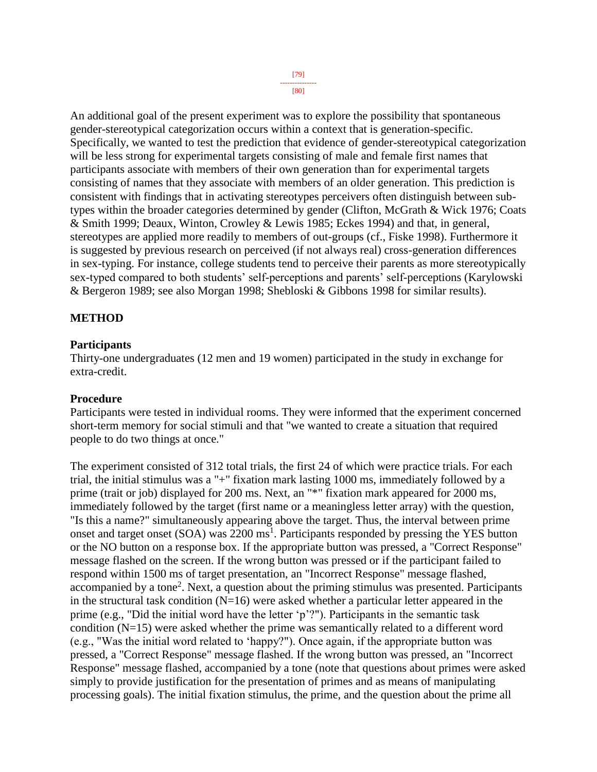An additional goal of the present experiment was to explore the possibility that spontaneous gender-stereotypical categorization occurs within a context that is generation-specific. Specifically, we wanted to test the prediction that evidence of gender-stereotypical categorization will be less strong for experimental targets consisting of male and female first names that participants associate with members of their own generation than for experimental targets consisting of names that they associate with members of an older generation. This prediction is consistent with findings that in activating stereotypes perceivers often distinguish between sub-types within the broader categories determined by gender (Clifton, McGrath & Wick 1976; Coats & Smith 1999; Deaux, Winton, Crowley & Lewis 1985; Eckes 1994) and that, in general, stereotypes are applied more readily to members of out-groups (cf., Fiske 1998). Furthermore it is suggested by previous research on perceived (if not always real) cross-generation differences in sex-typing. For instance, college students tend to perceive their parents as more stereotypically sex-typed compared to both students' self-perceptions and parents' self-perceptions (Karylowski & Bergeron 1989; see also Morgan 1998; Shebloski & Gibbons 1998 for similar results).

## METHOD

### Participants

Thirty-one undergraduates (12 men and 19 women) participated in the study in exchange for extra-credit.

### Procedure

Participants were tested in individual rooms. They were informed that the experiment concerned short-term memory for social stimuli and that "we wanted to create a situation that required people to do two things at once."

The experiment consisted of 312 total trials, the first 24 of which were practice trials. For each trial, the initial stimulus was a "+" fixation mark lasting 1000 ms, immediately followed by a prime (trait or job) displayed for 200 ms. Next, an "*" fixation mark appeared for 2000 ms, immediately followed by the target (first name or a meaningless letter array) with the question, "Is this a name?" simultaneously appearing above the target. Thus, the interval between prime onset and target onset (SOA) was 2200 ms[1]. Participants responded by pressing the YES button or the NO button on a response box. If the appropriate button was pressed, a "Correct Response" message flashed on the screen. If the wrong button was pressed or if the participant failed to respond within 1500 ms of target presentation, an "Incorrect Response" message flashed, accompanied by a tone[2]. Next, a question about the priming stimulus was presented. Participants in the structural task condition (N=16) were asked whether a particular letter appeared in the prime (e.g., "Did the initial word have the letter 'p'?"). Participants in the semantic task condition (N=15) were asked whether the prime was semantically related to a different word (e.g., "Was the initial word related to 'happy?"). Once again, if the appropriate button was pressed, a "Correct Response" message flashed. If the wrong button was pressed, an "Incorrect Response" message flashed, accompanied by a tone (note that questions about primes were asked simply to provide justification for the presentation of primes and as means of manipulating processing goals). The initial fixation stimulus, the prime, and the question about the prime all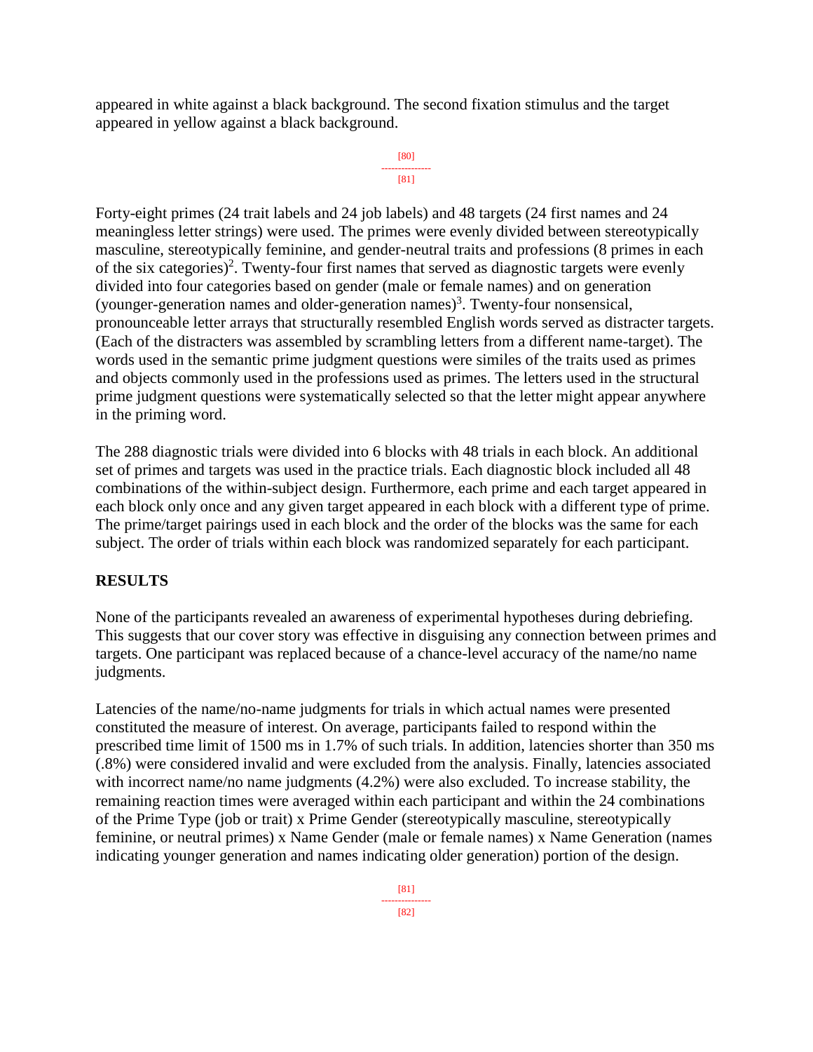appeared in white against a black background. The second fixation stimulus and the target appeared in yellow against a black background.

Forty-eight primes (24 trait labels and 24 job labels) and 48 targets (24 first names and 24 meaningless letter strings) were used. The primes were evenly divided between stereotypically masculine, stereotypically feminine, and gender-neutral traits and professions (8 primes in each of the six categories)[2]. Twenty-four first names that served as diagnostic targets were evenly divided into four categories based on gender (male or female names) and on generation (younger-generation names and older-generation names)[3]. Twenty-four nonsensical, pronounceable letter arrays that structurally resembled English words served as distracter targets. (Each of the distracters was assembled by scrambling letters from a different name-target). The words used in the semantic prime judgment questions were similes of the traits used as primes and objects commonly used in the professions used as primes. The letters used in the structural prime judgment questions were systematically selected so that the letter might appear anywhere in the priming word.

The 288 diagnostic trials were divided into 6 blocks with 48 trials in each block. An additional set of primes and targets was used in the practice trials. Each diagnostic block included all 48 combinations of the within-subject design. Furthermore, each prime and each target appeared in each block only once and any given target appeared in each block with a different type of prime. The prime/target pairings used in each block and the order of the blocks was the same for each subject. The order of trials within each block was randomized separately for each participant.

## RESULTS

None of the participants revealed an awareness of experimental hypotheses during debriefing. This suggests that our cover story was effective in disguising any connection between primes and targets. One participant was replaced because of a chance-level accuracy of the name/no name judgments.

Latencies of the name/no-name judgments for trials in which actual names were presented constituted the measure of interest. On average, participants failed to respond within the prescribed time limit of 1500 ms in 1.7% of such trials. In addition, latencies shorter than 350 ms (.8%) were considered invalid and were excluded from the analysis. Finally, latencies associated with incorrect name/no name judgments (4.2%) were also excluded. To increase stability, the remaining reaction times were averaged within each participant and within the 24 combinations of the Prime Type (job or trait) x Prime Gender (stereotypically masculine, stereotypically feminine, or neutral primes) x Name Gender (male or female names) x Name Generation (names indicating younger generation and names indicating older generation) portion of the design.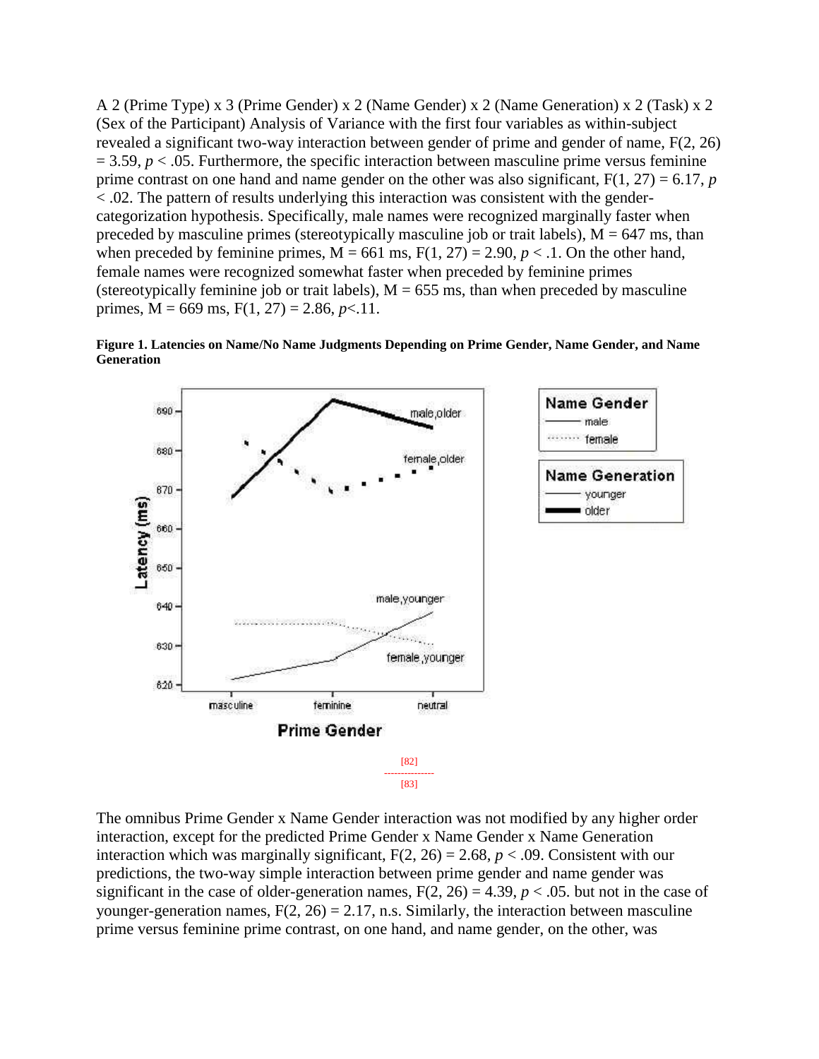A 2 (Prime Type) x 3 (Prime Gender) x 2 (Name Gender) x 2 (Name Generation) x 2 (Task) x 2 (Sex of the Participant) Analysis of Variance with the first four variables as within-subject revealed a significant two-way interaction between gender of prime and gender of name, $F(2, 26) = 3.59$, $p < .05$. Furthermore, the specific interaction between masculine prime versus feminine prime contrast on one hand and name gender on the other was also significant, $F(1, 27) = 6.17$, $p < .02$. The pattern of results underlying this interaction was consistent with the gender-categorization hypothesis. Specifically, male names were recognized marginally faster when preceded by masculine primes (stereotypically masculine job or trait labels), M = 647 ms, than when preceded by feminine primes, M = 661 ms, $F(1, 27) = 2.90$, $p < .1$. On the other hand, female names were recognized somewhat faster when preceded by feminine primes (stereotypically feminine job or trait labels), M = 655 ms, than when preceded by masculine primes, M = 669 ms, $F(1, 27) = 2.86$, $p<.11$.

**Figure 1. Latencies on Name/No Name Judgments Depending on Prime Gender, Name Gender, and Name Generation**

[82]

[83]

The omnibus Prime Gender x Name Gender interaction was not modified by any higher order interaction, except for the predicted Prime Gender x Name Gender x Name Generation interaction which was marginally significant, $F(2, 26) = 2.68$, $p < .09$. Consistent with our predictions, the two-way simple interaction between prime gender and name gender was significant in the case of older-generation names, $F(2, 26) = 4.39$, $p < .05$. but not in the case of younger-generation names, $F(2, 26) = 2.17$, n.s. Similarly, the interaction between masculine prime versus feminine prime contrast, on one hand, and name gender, on the other, was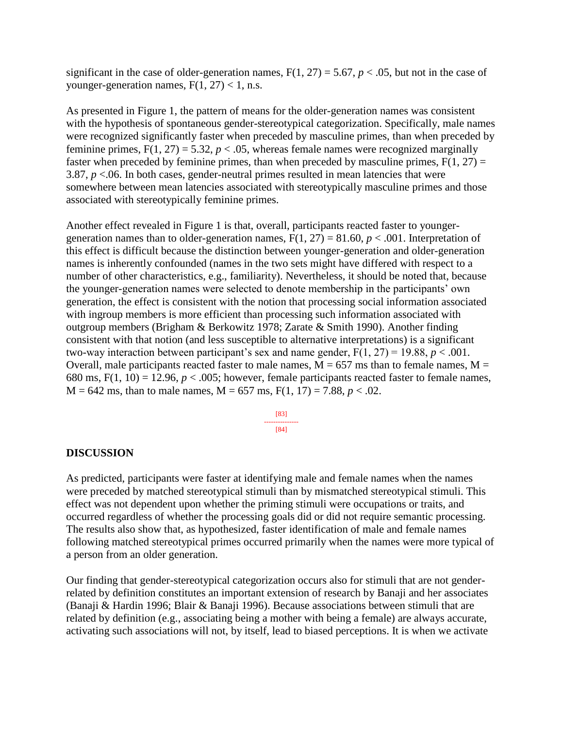significant in the case of older-generation names, $F(1, 27) = 5.67$, $p < .05$, but not in the case of younger-generation names, $F(1, 27) < 1$, n.s.

As presented in Figure 1, the pattern of means for the older-generation names was consistent with the hypothesis of spontaneous gender-stereotypical categorization. Specifically, male names were recognized significantly faster when preceded by masculine primes, than when preceded by feminine primes, $F(1, 27) = 5.32$, $p < .05$, whereas female names were recognized marginally faster when preceded by feminine primes, than when preceded by masculine primes, $F(1, 27) = 3.87$, $p < .06$. In both cases, gender-neutral primes resulted in mean latencies that were somewhere between mean latencies associated with stereotypically masculine primes and those associated with stereotypically feminine primes.

Another effect revealed in Figure 1 is that, overall, participants reacted faster to younger-generation names than to older-generation names, $F(1, 27) = 81.60$, $p < .001$. Interpretation of this effect is difficult because the distinction between younger-generation and older-generation names is inherently confounded (names in the two sets might have differed with respect to a number of other characteristics, e.g., familiarity). Nevertheless, it should be noted that, because the younger-generation names were selected to denote membership in the participants' own generation, the effect is consistent with the notion that processing social information associated with ingroup members is more efficient than processing such information associated with outgroup members (Brigham & Berkowitz 1978; Zarate & Smith 1990). Another finding consistent with that notion (and less susceptible to alternative interpretations) is a significant two-way interaction between participant's sex and name gender, $F(1, 27) = 19.88$, $p < .001$. Overall, male participants reacted faster to male names, $M = 657$ ms than to female names, $M = 680$ ms, $F(1, 10) = 12.96$, $p < .005$; however, female participants reacted faster to female names, $M = 642$ ms, than to male names, $M = 657$ ms, $F(1, 17) = 7.88$, $p < .02$.

## DISCUSSION

As predicted, participants were faster at identifying male and female names when the names were preceded by matched stereotypical stimuli than by mismatched stereotypical stimuli. This effect was not dependent upon whether the priming stimuli were occupations or traits, and occurred regardless of whether the processing goals did or did not require semantic processing. The results also show that, as hypothesized, faster identification of male and female names following matched stereotypical primes occurred primarily when the names were more typical of a person from an older generation.

Our finding that gender-stereotypical categorization occurs also for stimuli that are not gender-related by definition constitutes an important extension of research by Banaji and her associates (Banaji & Hardin 1996; Blair & Banaji 1996). Because associations between stimuli that are related by definition (e.g., associating being a mother with being a female) are always accurate, activating such associations will not, by itself, lead to biased perceptions. It is when we activate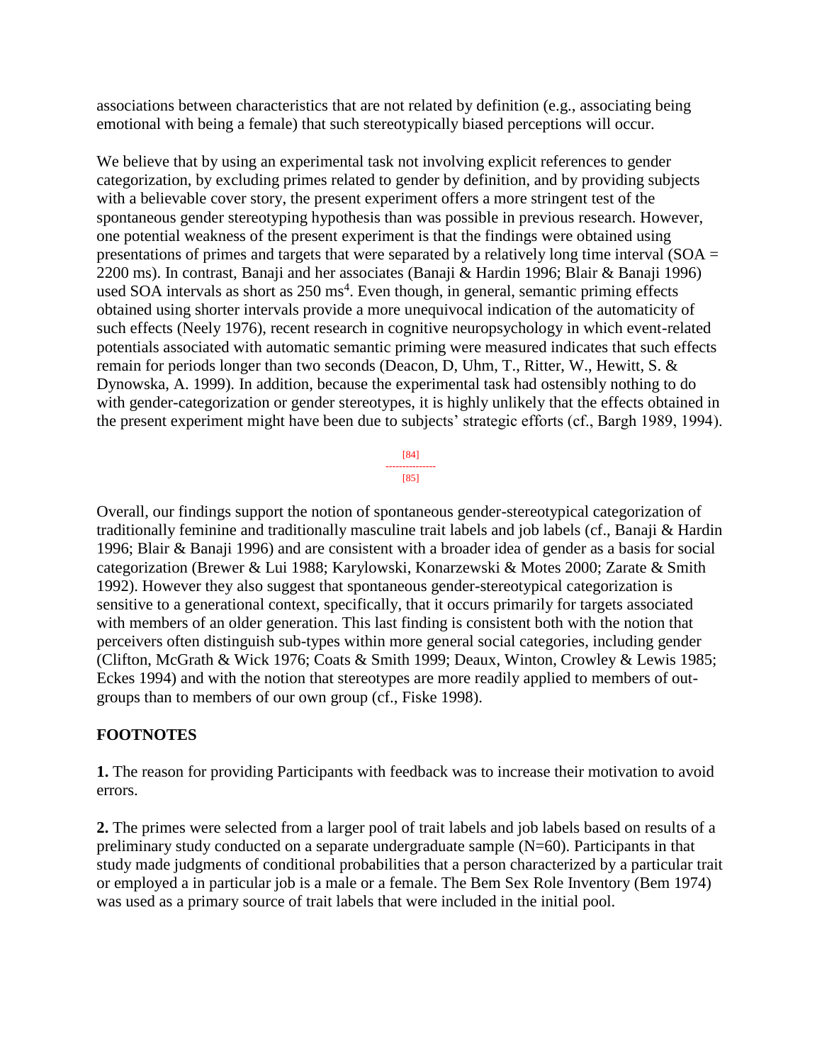associations between characteristics that are not related by definition (e.g., associating being emotional with being a female) that such stereotypically biased perceptions will occur.

We believe that by using an experimental task not involving explicit references to gender categorization, by excluding primes related to gender by definition, and by providing subjects with a believable cover story, the present experiment offers a more stringent test of the spontaneous gender stereotyping hypothesis than was possible in previous research. However, one potential weakness of the present experiment is that the findings were obtained using presentations of primes and targets that were separated by a relatively long time interval (SOA = 2200 ms). In contrast, Banaji and her associates (Banaji & Hardin 1996; Blair & Banaji 1996) used SOA intervals as short as 250 ms[4]. Even though, in general, semantic priming effects obtained using shorter intervals provide a more unequivocal indication of the automaticity of such effects (Neely 1976), recent research in cognitive neuropsychology in which event-related potentials associated with automatic semantic priming were measured indicates that such effects remain for periods longer than two seconds (Deacon, D, Uhm, T., Ritter, W., Hewitt, S. & Dynowska, A. 1999). In addition, because the experimental task had ostensibly nothing to do with gender-categorization or gender stereotypes, it is highly unlikely that the effects obtained in the present experiment might have been due to subjects' strategic efforts (cf., Bargh 1989, 1994).

Overall, our findings support the notion of spontaneous gender-stereotypical categorization of traditionally feminine and traditionally masculine trait labels and job labels (cf., Banaji & Hardin 1996; Blair & Banaji 1996) and are consistent with a broader idea of gender as a basis for social categorization (Brewer & Lui 1988; Karylowski, Konarzewski & Motes 2000; Zarate & Smith 1992). However they also suggest that spontaneous gender-stereotypical categorization is sensitive to a generational context, specifically, that it occurs primarily for targets associated with members of an older generation. This last finding is consistent both with the notion that perceivers often distinguish sub-types within more general social categories, including gender (Clifton, McGrath & Wick 1976; Coats & Smith 1999; Deaux, Winton, Crowley & Lewis 1985; Eckes 1994) and with the notion that stereotypes are more readily applied to members of out-groups than to members of our own group (cf., Fiske 1998).

## FOOTNOTES

**1.** The reason for providing Participants with feedback was to increase their motivation to avoid errors.

**2.** The primes were selected from a larger pool of trait labels and job labels based on results of a preliminary study conducted on a separate undergraduate sample (N=60). Participants in that study made judgments of conditional probabilities that a person characterized by a particular trait or employed a in particular job is a male or a female. The Bem Sex Role Inventory (Bem 1974) was used as a primary source of trait labels that were included in the initial pool.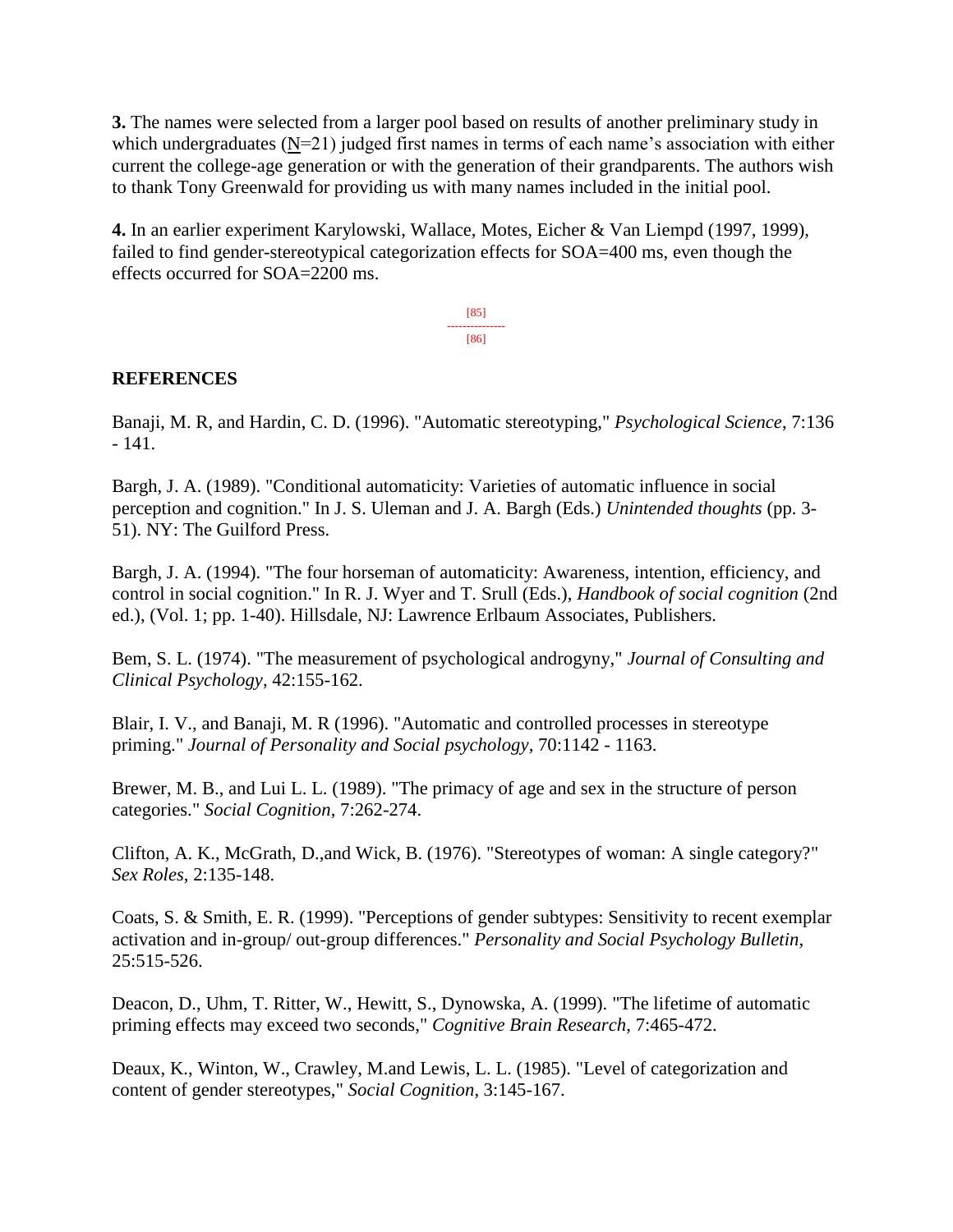**3.** The names were selected from a larger pool based on results of another preliminary study in which undergraduates (N=21) judged first names in terms of each name's association with either current the college-age generation or with the generation of their grandparents. The authors wish to thank Tony Greenwald for providing us with many names included in the initial pool.

**4.** In an earlier experiment Karylowski, Wallace, Motes, Eicher & Van Liempd (1997, 1999), failed to find gender-stereotypical categorization effects for SOA=400 ms, even though the effects occurred for SOA=2200 ms.

## REFERENCES

Banaji, M. R, and Hardin, C. D. (1996). "Automatic stereotyping," *Psychological Science*, 7:136 - 141.

Bargh, J. A. (1989). "Conditional automaticity: Varieties of automatic influence in social perception and cognition." In J. S. Uleman and J. A. Bargh (Eds.) *Unintended thoughts* (pp. 3-51). NY: The Guilford Press.

Bargh, J. A. (1994). "The four horseman of automaticity: Awareness, intention, efficiency, and control in social cognition." In R. J. Wyer and T. Srull (Eds.), *Handbook of social cognition* (2nd ed.), (Vol. 1; pp. 1-40). Hillsdale, NJ: Lawrence Erlbaum Associates, Publishers.

Bem, S. L. (1974). "The measurement of psychological androgyny," *Journal of Consulting and Clinical Psychology*, 42:155-162.

Blair, I. V., and Banaji, M. R (1996). "Automatic and controlled processes in stereotype priming." *Journal of Personality and Social psychology*, 70:1142 - 1163.

Brewer, M. B., and Lui L. L. (1989). "The primacy of age and sex in the structure of person categories." *Social Cognition*, 7:262-274.

Clifton, A. K., McGrath, D.,and Wick, B. (1976). "Stereotypes of woman: A single category?" *Sex Roles*, 2:135-148.

Coats, S. & Smith, E. R. (1999). "Perceptions of gender subtypes: Sensitivity to recent exemplar activation and in-group/ out-group differences." *Personality and Social Psychology Bulletin*, 25:515-526.

Deacon, D., Uhm, T. Ritter, W., Hewitt, S., Dynowska, A. (1999). "The lifetime of automatic priming effects may exceed two seconds," *Cognitive Brain Research*, 7:465-472.

Deaux, K., Winton, W., Crawley, M.and Lewis, L. L. (1985). "Level of categorization and content of gender stereotypes," *Social Cognition*, 3:145-167.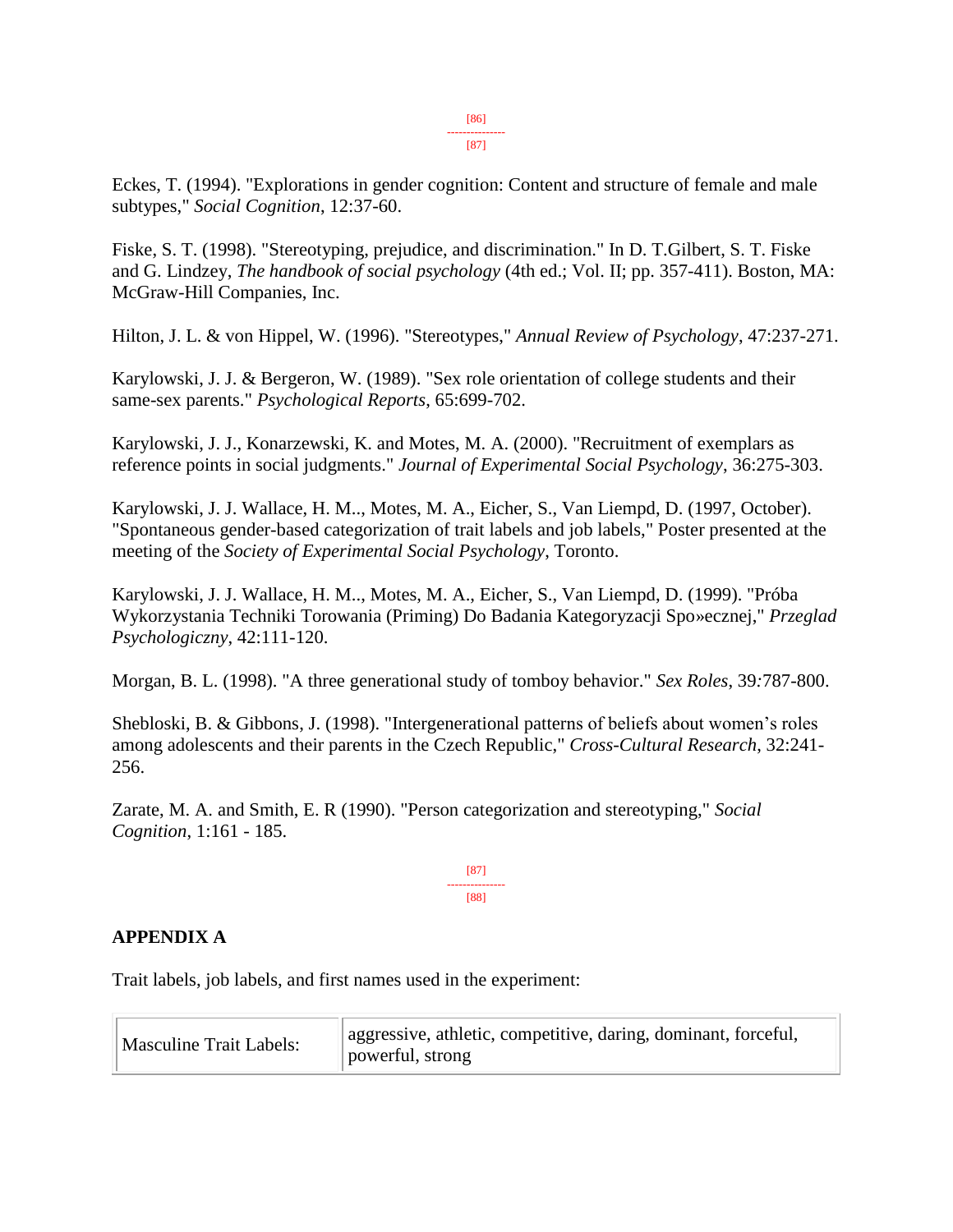Eckes, T. (1994). "Explorations in gender cognition: Content and structure of female and male subtypes," *Social Cognition*, 12:37-60.

Fiske, S. T. (1998). "Stereotyping, prejudice, and discrimination." In D. T.Gilbert, S. T. Fiske and G. Lindzey, *The handbook of social psychology* (4th ed.; Vol. II; pp. 357-411). Boston, MA: McGraw-Hill Companies, Inc.

Hilton, J. L. & von Hippel, W. (1996). "Stereotypes," *Annual Review of Psychology*, 47:237-271.

Karylowski, J. J. & Bergeron, W. (1989). "Sex role orientation of college students and their same-sex parents." *Psychological Reports*, 65:699-702.

Karylowski, J. J., Konarzewski, K. and Motes, M. A. (2000). "Recruitment of exemplars as reference points in social judgments." *Journal of Experimental Social Psychology*, 36:275-303.

Karylowski, J. J. Wallace, H. M.., Motes, M. A., Eicher, S., Van Liempd, D. (1997, October). "Spontaneous gender-based categorization of trait labels and job labels," Poster presented at the meeting of the *Society of Experimental Social Psychology*, Toronto.

Karylowski, J. J. Wallace, H. M.., Motes, M. A., Eicher, S., Van Liempd, D. (1999). "Próba Wykorzystania Techniki Torowania (Priming) Do Badania Kategoryzacji Spo»ecznej," *Przeglad Psychologiczny*, 42:111-120.

Morgan, B. L. (1998). "A three generational study of tomboy behavior." *Sex Roles*, 39:787-800.

Shebloski, B. & Gibbons, J. (1998). "Intergenerational patterns of beliefs about women's roles among adolescents and their parents in the Czech Republic," *Cross-Cultural Research*, 32:241-256.

Zarate, M. A. and Smith, E. R (1990). "Person categorization and stereotyping," *Social Cognition*, 1:161 - 185.

## APPENDIX A

Trait labels, job labels, and first names used in the experiment:

| | |
|---|---|
| Masculine Trait Labels: | aggressive, athletic, competitive, daring, dominant, forceful, powerful, strong |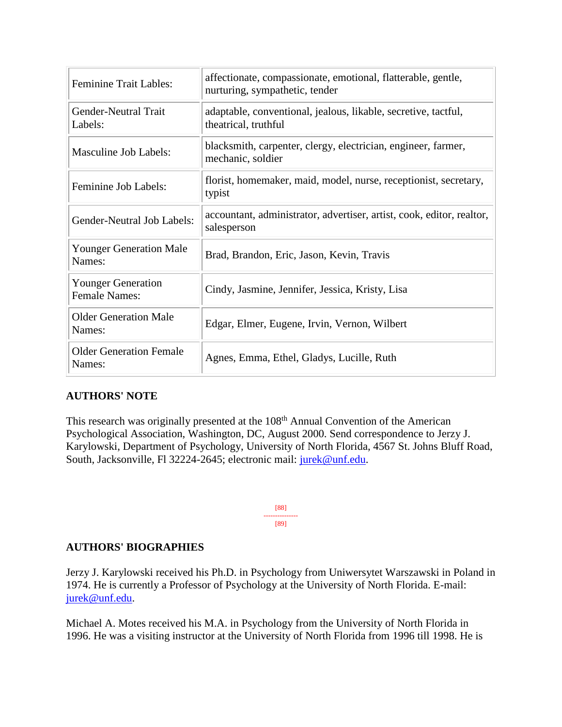| | |
|---|---|
| Feminine Trait Lables: | affectionate, compassionate, emotional, flatterable, gentle, nurturing, sympathetic, tender |
| Gender-Neutral Trait Labels: | adaptable, conventional, jealous, likable, secretive, tactful, theatrical, truthful |
| Masculine Job Labels: | blacksmith, carpenter, clergy, electrician, engineer, farmer, mechanic, soldier |
| Feminine Job Labels: | florist, homemaker, maid, model, nurse, receptionist, secretary, typist |
| Gender-Neutral Job Labels: | accountant, administrator, advertiser, artist, cook, editor, realtor, salesperson |
| Younger Generation Male Names: | Brad, Brandon, Eric, Jason, Kevin, Travis |
| Younger Generation Female Names: | Cindy, Jasmine, Jennifer, Jessica, Kristy, Lisa |
| Older Generation Male Names: | Edgar, Elmer, Eugene, Irvin, Vernon, Wilbert |
| Older Generation Female Names: | Agnes, Emma, Ethel, Gladys, Lucille, Ruth |

**AUTHORS' NOTE**

This research was originally presented at the 108th Annual Convention of the American Psychological Association, Washington, DC, August 2000. Send correspondence to Jerzy J. Karylowski, Department of Psychology, University of North Florida, 4567 St. Johns Bluff Road, South, Jacksonville, Fl 32224-2645; electronic mail: jurek@unf.edu.

**AUTHORS' BIOGRAPHIES**

Jerzy J. Karylowski received his Ph.D. in Psychology from Uniwersytet Warszawski in Poland in 1974. He is currently a Professor of Psychology at the University of North Florida. E-mail: jurek@unf.edu.

Michael A. Motes received his M.A. in Psychology from the University of North Florida in 1996. He was a visiting instructor at the University of North Florida from 1996 till 1998. He is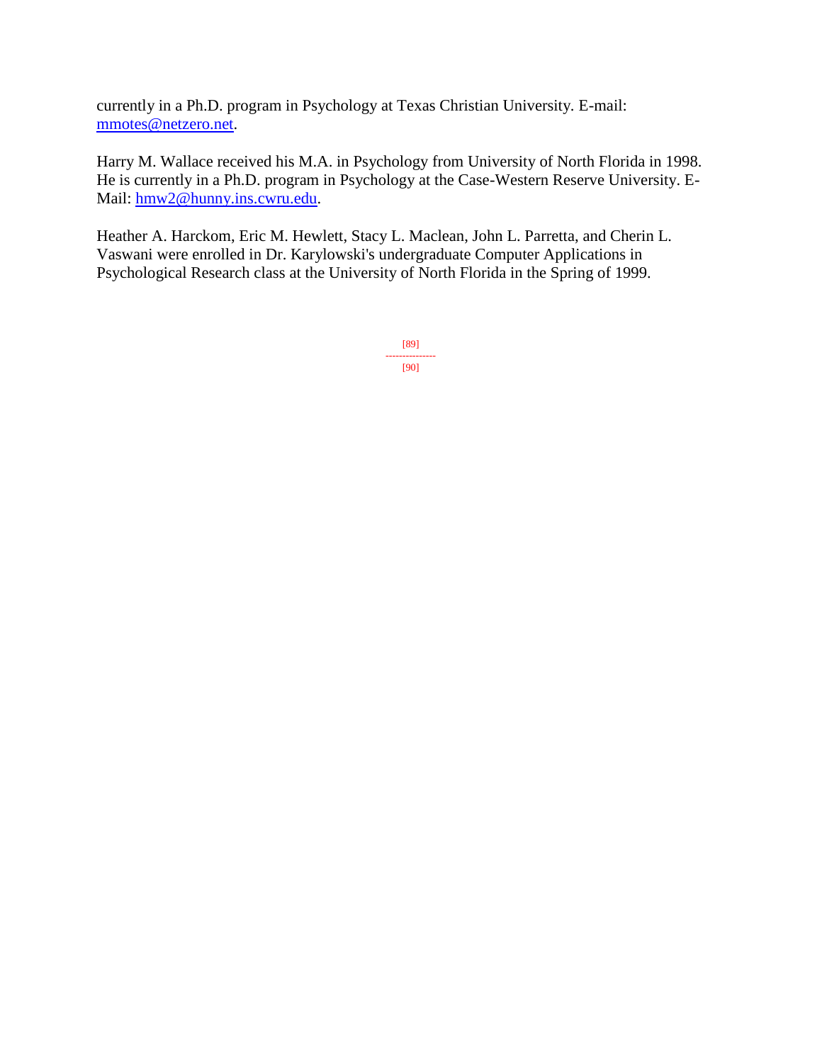currently in a Ph.D. program in Psychology at Texas Christian University. E-mail: mmotes@netzero.net.

Harry M. Wallace received his M.A. in Psychology from University of North Florida in 1998. He is currently in a Ph.D. program in Psychology at the Case-Western Reserve University. E-Mail: hmw2@hunny.ins.cwru.edu.

Heather A. Harckom, Eric M. Hewlett, Stacy L. Maclean, John L. Parretta, and Cherin L. Vaswani were enrolled in Dr. Karylowski's undergraduate Computer Applications in Psychological Research class at the University of North Florida in the Spring of 1999.